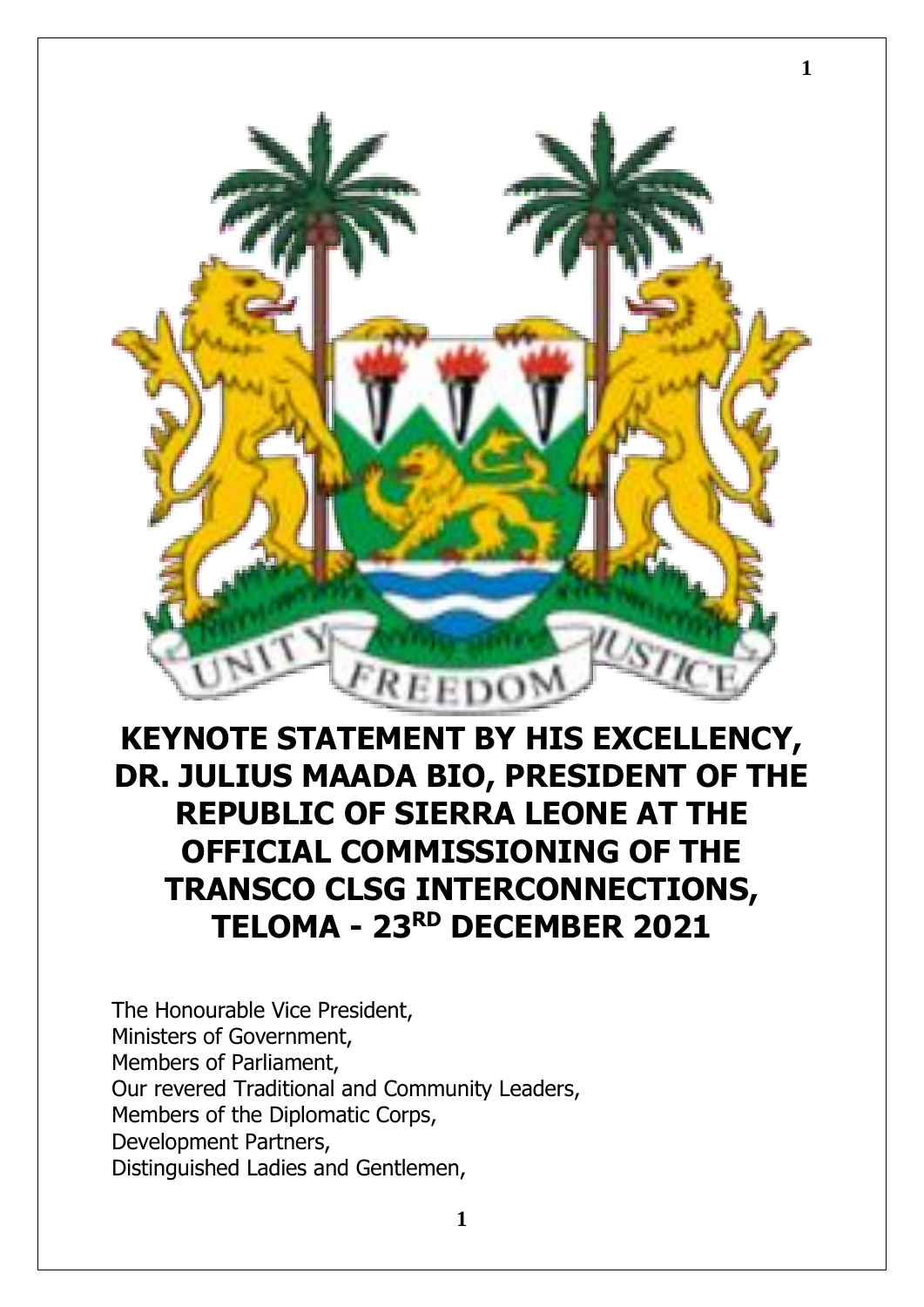# KEYNOTE STATEMENT BY HIS EXCELLENCY, DR. JULIUS MAADA BIO, PRESIDENT OF THE REPUBLIC OF SIERRA LEONE AT THE OFFICIAL COMMISSIONING OF THE TRANSCO CLSG INTERCONNECTIONS, TELOMA - 23RD DECEMBER 2021

The Honourable Vice President,
Ministers of Government,
Members of Parliament,
Our revered Traditional and Community Leaders,
Members of the Diplomatic Corps,
Development Partners,
Distinguished Ladies and Gentlemen,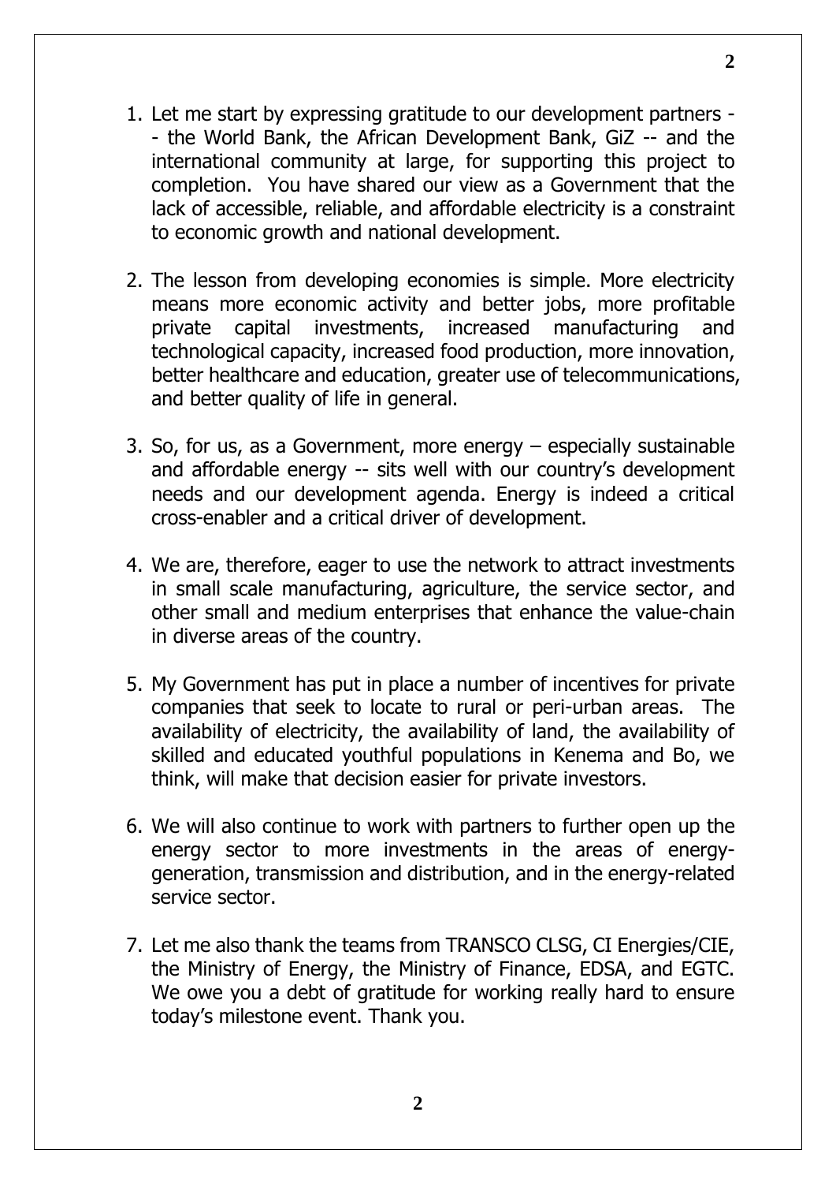1. Let me start by expressing gratitude to our development partners -- the World Bank, the African Development Bank, GiZ -- and the international community at large, for supporting this project to completion. You have shared our view as a Government that the lack of accessible, reliable, and affordable electricity is a constraint to economic growth and national development.

2. The lesson from developing economies is simple. More electricity means more economic activity and better jobs, more profitable private capital investments, increased manufacturing and technological capacity, increased food production, more innovation, better healthcare and education, greater use of telecommunications, and better quality of life in general.

3. So, for us, as a Government, more energy – especially sustainable and affordable energy -- sits well with our country's development needs and our development agenda. Energy is indeed a critical cross-enabler and a critical driver of development.

4. We are, therefore, eager to use the network to attract investments in small scale manufacturing, agriculture, the service sector, and other small and medium enterprises that enhance the value-chain in diverse areas of the country.

5. My Government has put in place a number of incentives for private companies that seek to locate to rural or peri-urban areas. The availability of electricity, the availability of land, the availability of skilled and educated youthful populations in Kenema and Bo, we think, will make that decision easier for private investors.

6. We will also continue to work with partners to further open up the energy sector to more investments in the areas of energy-generation, transmission and distribution, and in the energy-related service sector.

7. Let me also thank the teams from TRANSCO CLSG, CI Energies/CIE, the Ministry of Energy, the Ministry of Finance, EDSA, and EGTC. We owe you a debt of gratitude for working really hard to ensure today's milestone event. Thank you.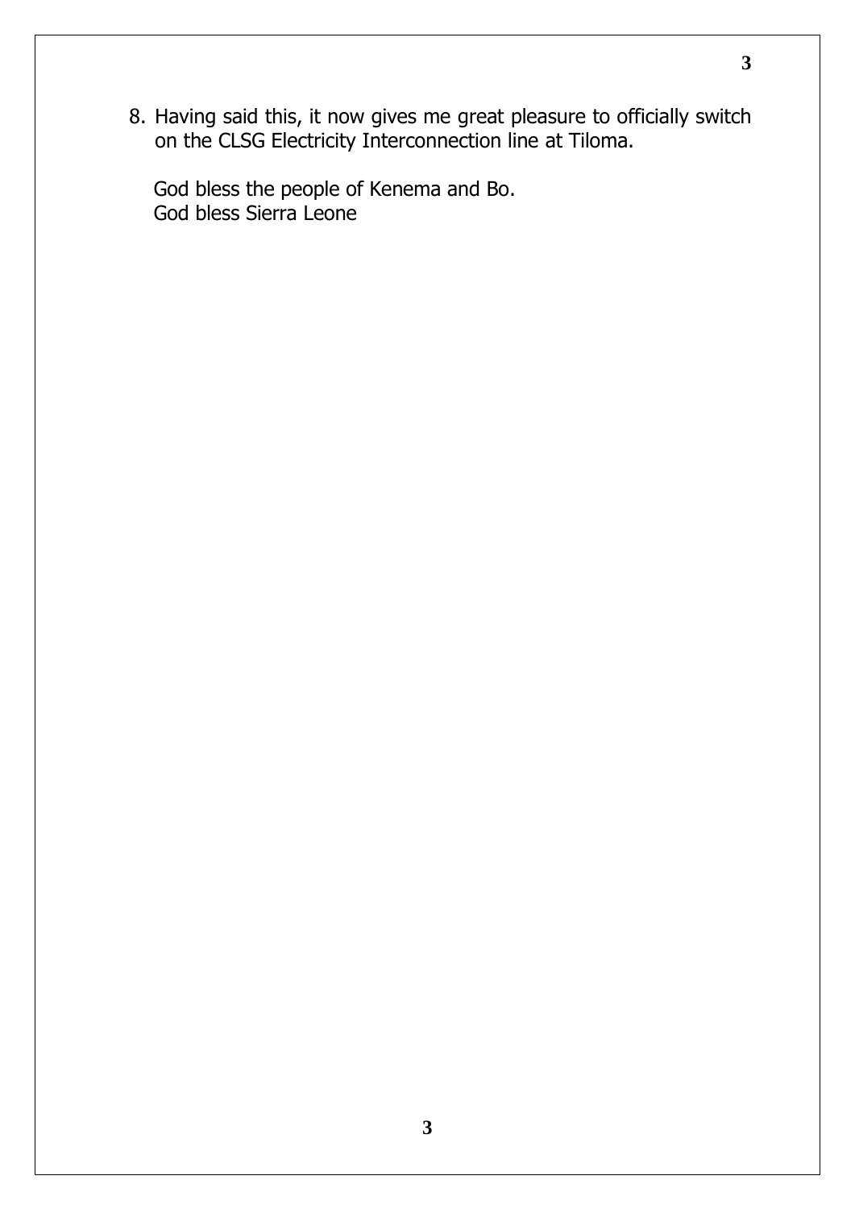8. Having said this, it now gives me great pleasure to officially switch on the CLSG Electricity Interconnection line at Tiloma.

God bless the people of Kenema and Bo.
God bless Sierra Leone